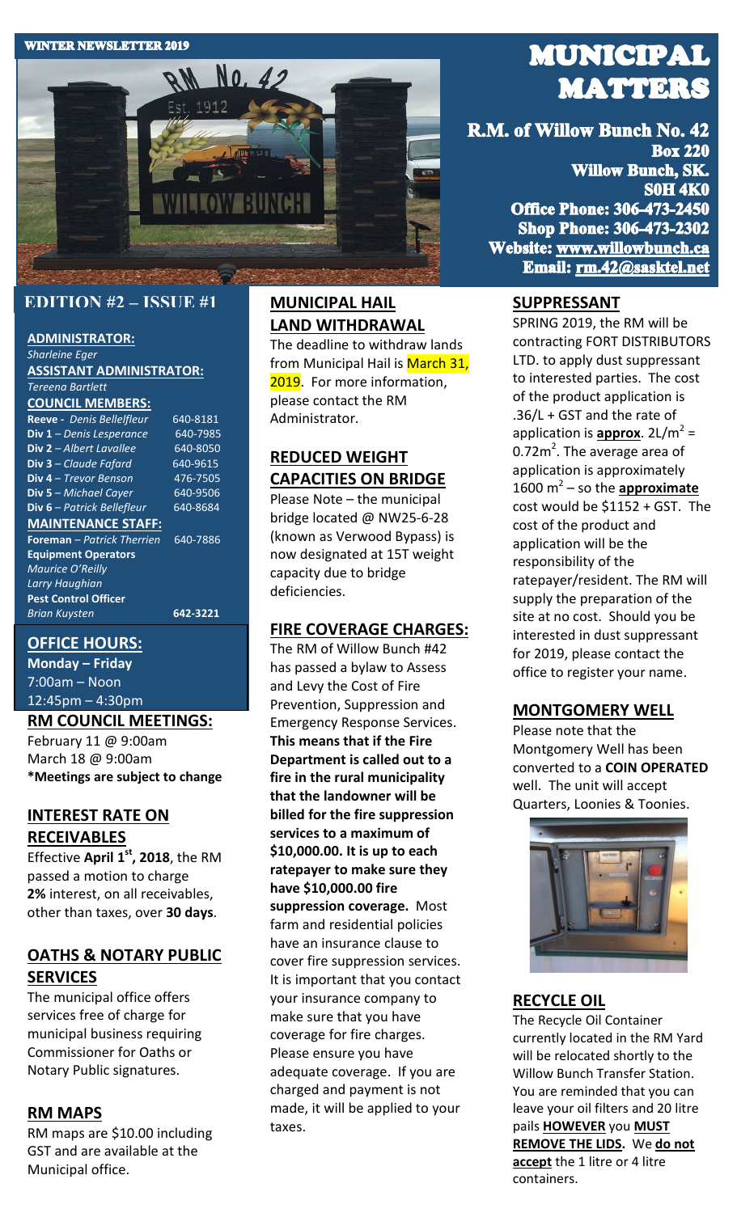WINTER NEWSLETTER 2019

# MUNICIPAL MATTERS

**R.M. of Willow Bunch No. 42**
**Box 220**
**Willow Bunch, SK.**
**S0H 4K0**
**Office Phone: 306-473-2450**
**Shop Phone: 306-473-2302**
**Website: www.willowbunch.ca**
**Email: rm.42@sasktel.net**

## EDITION #2 – ISSUE #1

**ADMINISTRATOR:**
*Sharleine Eger*

**ASSISTANT ADMINISTRATOR:**
*Tereena Bartlett*

**COUNCIL MEMBERS:**

| | |
|---|---|
| **Reeve** - *Denis Bellefleur* | 640-8181 |
| **Div 1** – *Denis Lesperance* | 640-7985 |
| **Div 2** – *Albert Lavallee* | 640-8050 |
| **Div 3** – *Claude Fafard* | 640-9615 |
| **Div 4** – *Trevor Benson* | 476-7505 |
| **Div 5** – *Michael Cayer* | 640-9506 |
| **Div 6** – *Patrick Bellefleur* | 640-8684 |

**MAINTENANCE STAFF:**

**Foreman** – *Patrick Therrien* 640-7886

**Equipment Operators**
*Maurice O'Reilly*
*Larry Haughian*

**Pest Control Officer**
*Brian Kuysten* **642-3221**

## OFFICE HOURS:

**Monday – Friday**
7:00am – Noon
12:45pm – 4:30pm

## RM COUNCIL MEETINGS:

February 11 @ 9:00am
March 18 @ 9:00am
**\*Meetings are subject to change**

## INTEREST RATE ON RECEIVABLES

Effective **April 1st, 2018**, the RM passed a motion to charge **2%** interest, on all receivables, other than taxes, over **30 days**.

## OATHS & NOTARY PUBLIC SERVICES

The municipal office offers services free of charge for municipal business requiring Commissioner for Oaths or Notary Public signatures.

## RM MAPS

RM maps are $10.00 including GST and are available at the Municipal office.

## MUNICIPAL HAIL LAND WITHDRAWAL

The deadline to withdraw lands from Municipal Hail is March 31, 2019. For more information, please contact the RM Administrator.

## REDUCED WEIGHT CAPACITIES ON BRIDGE

Please Note – the municipal bridge located @ NW25-6-28 (known as Verwood Bypass) is now designated at 15T weight capacity due to bridge deficiencies.

## FIRE COVERAGE CHARGES:

The RM of Willow Bunch #42 has passed a bylaw to Assess and Levy the Cost of Fire Prevention, Suppression and Emergency Response Services. **This means that if the Fire Department is called out to a fire in the rural municipality that the landowner will be billed for the fire suppression services to a maximum of $10,000.00. It is up to each ratepayer to make sure they have $10,000.00 fire suppression coverage.** Most farm and residential policies have an insurance clause to cover fire suppression services. It is important that you contact your insurance company to make sure that you have coverage for fire charges. Please ensure you have adequate coverage. If you are charged and payment is not made, it will be applied to your taxes.

## SUPPRESSANT

SPRING 2019, the RM will be contracting FORT DISTRIBUTORS LTD. to apply dust suppressant to interested parties. The cost of the product application is .36/L + GST and the rate of application is **approx**. $2L/m^2$ = $0.72m^2$. The average area of application is approximately 1600 $m^2$ – so the **approximate** cost would be $1152 + GST. The cost of the product and application will be the responsibility of the ratepayer/resident. The RM will supply the preparation of the site at no cost. Should you be interested in dust suppressant for 2019, please contact the office to register your name.

## MONTGOMERY WELL

Please note that the Montgomery Well has been converted to a **COIN OPERATED** well. The unit will accept Quarters, Loonies & Toonies.

## RECYCLE OIL

The Recycle Oil Container currently located in the RM Yard will be relocated shortly to the Willow Bunch Transfer Station. You are reminded that you can leave your oil filters and 20 litre pails **HOWEVER** you **MUST REMOVE THE LIDS.** We **do not accept** the 1 litre or 4 litre containers.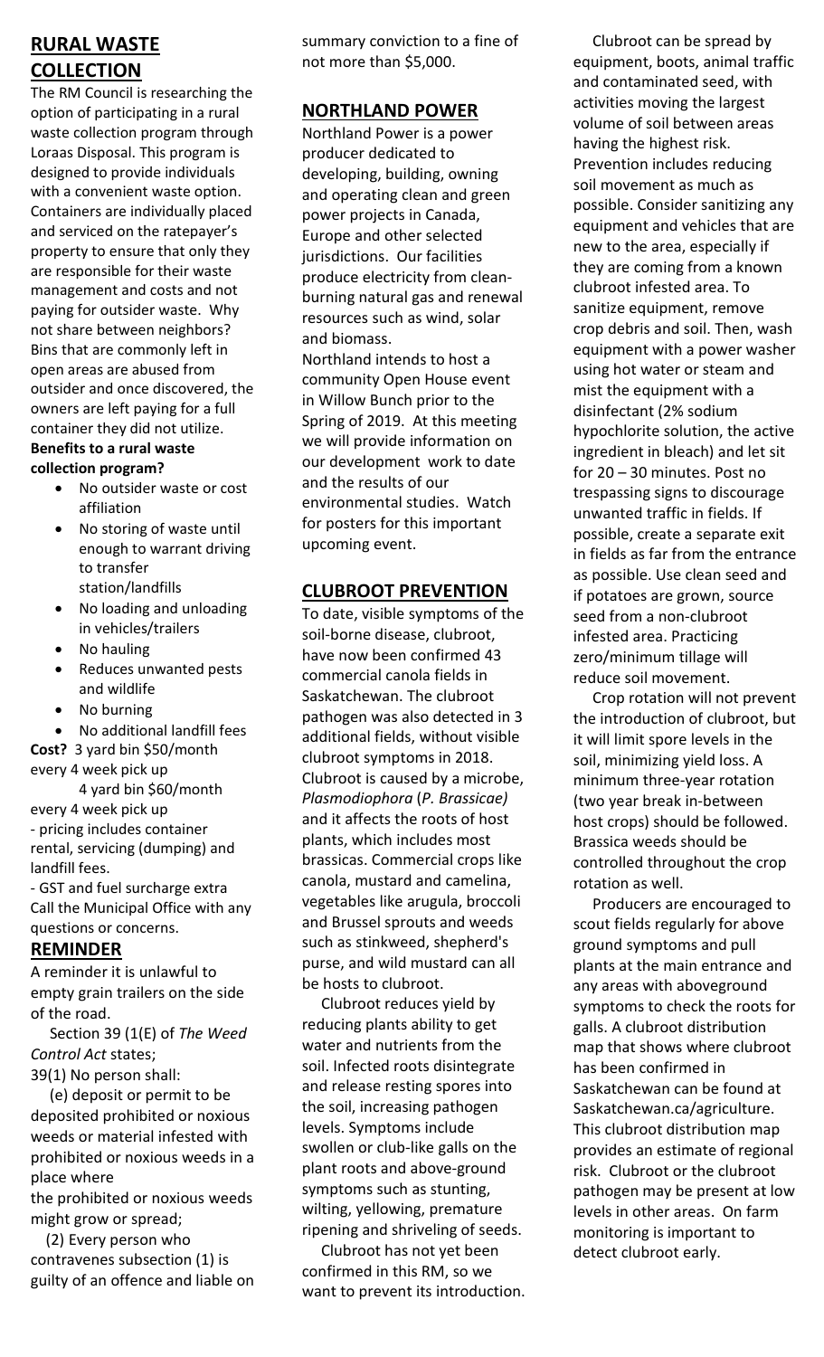## RURAL WASTE COLLECTION

The RM Council is researching the option of participating in a rural waste collection program through Loraas Disposal. This program is designed to provide individuals with a convenient waste option. Containers are individually placed and serviced on the ratepayer's property to ensure that only they are responsible for their waste management and costs and not paying for outsider waste. Why not share between neighbors? Bins that are commonly left in open areas are abused from outsider and once discovered, the owners are left paying for a full container they did not utilize.

**Benefits to a rural waste collection program?**

- No outsider waste or cost affiliation
- No storing of waste until enough to warrant driving to transfer station/landfills
- No loading and unloading in vehicles/trailers
- No hauling
- Reduces unwanted pests and wildlife
- No burning
- No additional landfill fees

**Cost?** 3 yard bin $50/month every 4 week pick up

4 yard bin $60/month every 4 week pick up

- pricing includes container rental, servicing (dumping) and landfill fees.
- GST and fuel surcharge extra

Call the Municipal Office with any questions or concerns.

## REMINDER

A reminder it is unlawful to empty grain trailers on the side of the road.

Section 39 (1(E) of *The Weed Control Act* states;

39(1) No person shall:

(e) deposit or permit to be deposited prohibited or noxious weeds or material infested with prohibited or noxious weeds in a place where the prohibited or noxious weeds might grow or spread;

(2) Every person who contravenes subsection (1) is guilty of an offence and liable on summary conviction to a fine of not more than $5,000.

## NORTHLAND POWER

Northland Power is a power producer dedicated to developing, building, owning and operating clean and green power projects in Canada, Europe and other selected jurisdictions. Our facilities produce electricity from clean-burning natural gas and renewal resources such as wind, solar and biomass.

Northland intends to host a community Open House event in Willow Bunch prior to the Spring of 2019. At this meeting we will provide information on our development work to date and the results of our environmental studies. Watch for posters for this important upcoming event.

## CLUBROOT PREVENTION

To date, visible symptoms of the soil-borne disease, clubroot, have now been confirmed 43 commercial canola fields in Saskatchewan. The clubroot pathogen was also detected in 3 additional fields, without visible clubroot symptoms in 2018. Clubroot is caused by a microbe, *Plasmodiophora* (*P. Brassicae)* and it affects the roots of host plants, which includes most brassicas. Commercial crops like canola, mustard and camelina, vegetables like arugula, broccoli and Brussel sprouts and weeds such as stinkweed, shepherd's purse, and wild mustard can all be hosts to clubroot.

Clubroot reduces yield by reducing plants ability to get water and nutrients from the soil. Infected roots disintegrate and release resting spores into the soil, increasing pathogen levels. Symptoms include swollen or club-like galls on the plant roots and above-ground symptoms such as stunting, wilting, yellowing, premature ripening and shriveling of seeds.

Clubroot has not yet been confirmed in this RM, so we want to prevent its introduction.

Clubroot can be spread by equipment, boots, animal traffic and contaminated seed, with activities moving the largest volume of soil between areas having the highest risk. Prevention includes reducing soil movement as much as possible. Consider sanitizing any equipment and vehicles that are new to the area, especially if they are coming from a known clubroot infested area. To sanitize equipment, remove crop debris and soil. Then, wash equipment with a power washer using hot water or steam and mist the equipment with a disinfectant (2% sodium hypochlorite solution, the active ingredient in bleach) and let sit for 20 – 30 minutes. Post no trespassing signs to discourage unwanted traffic in fields. If possible, create a separate exit in fields as far from the entrance as possible. Use clean seed and if potatoes are grown, source seed from a non-clubroot infested area. Practicing zero/minimum tillage will reduce soil movement.

Crop rotation will not prevent the introduction of clubroot, but it will limit spore levels in the soil, minimizing yield loss. A minimum three-year rotation (two year break in-between host crops) should be followed. Brassica weeds should be controlled throughout the crop rotation as well.

Producers are encouraged to scout fields regularly for above ground symptoms and pull plants at the main entrance and any areas with aboveground symptoms to check the roots for galls. A clubroot distribution map that shows where clubroot has been confirmed in Saskatchewan can be found at Saskatchewan.ca/agriculture. This clubroot distribution map provides an estimate of regional risk. Clubroot or the clubroot pathogen may be present at low levels in other areas. On farm monitoring is important to detect clubroot early.